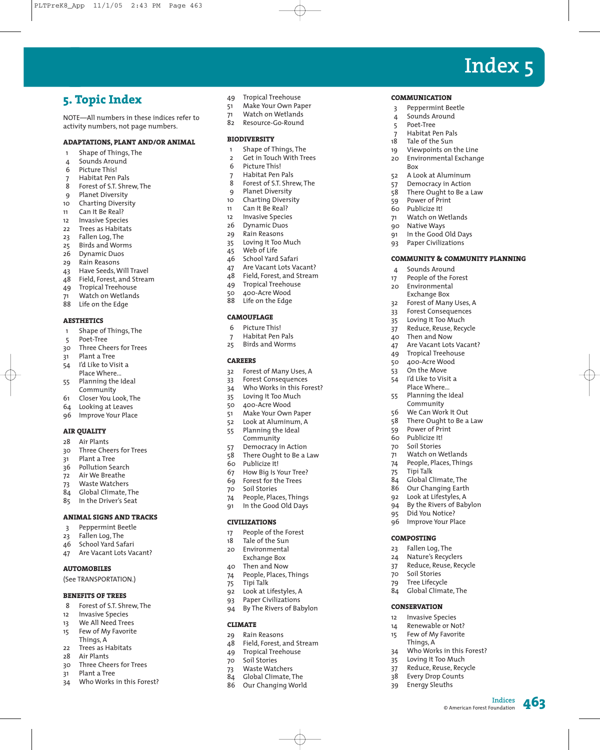# Index 5

## 5. Topic Index

NOTE—All numbers in these indices refer to activity numbers, not page numbers.

### ADAPTATIONS, PLANT AND/OR ANIMAL

1 Shape of Things, The
4 Sounds Around
6 Picture This!
7 Habitat Pen Pals
8 Forest of S.T. Shrew, The
9 Planet Diversity
10 Charting Diversity
11 Can It Be Real?
12 Invasive Species
22 Trees as Habitats
23 Fallen Log, The
25 Birds and Worms
26 Dynamic Duos
29 Rain Reasons
43 Have Seeds, Will Travel
48 Field, Forest, and Stream
49 Tropical Treehouse
71 Watch on Wetlands
88 Life on the Edge

### AESTHETICS

1 Shape of Things, The
5 Poet-Tree
30 Three Cheers for Trees
31 Plant a Tree
54 I'd Like to Visit a Place Where...
55 Planning the Ideal Community
61 Closer You Look, The
64 Looking at Leaves
96 Improve Your Place

### AIR QUALITY

28 Air Plants
30 Three Cheers for Trees
31 Plant a Tree
36 Pollution Search
72 Air We Breathe
73 Waste Watchers
84 Global Climate, The
85 In the Driver's Seat

### ANIMAL SIGNS AND TRACKS

3 Peppermint Beetle
23 Fallen Log, The
46 School Yard Safari
47 Are Vacant Lots Vacant?

### AUTOMOBILES

(See TRANSPORTATION.)

### BENEFITS OF TREES

8 Forest of S.T. Shrew, The
12 Invasive Species
13 We All Need Trees
15 Few of My Favorite Things, A
22 Trees as Habitats
28 Air Plants
30 Three Cheers for Trees
31 Plant a Tree
34 Who Works in this Forest?
49 Tropical Treehouse
51 Make Your Own Paper
71 Watch on Wetlands
82 Resource-Go-Round

### BIODIVERSITY

1 Shape of Things, The
2 Get in Touch With Trees
6 Picture This!
7 Habitat Pen Pals
8 Forest of S.T. Shrew, The
9 Planet Diversity
10 Charting Diversity
11 Can It Be Real?
12 Invasive Species
26 Dynamic Duos
29 Rain Reasons
35 Loving It Too Much
45 Web of Life
46 School Yard Safari
47 Are Vacant Lots Vacant?
48 Field, Forest, and Stream
49 Tropical Treehouse
50 400-Acre Wood
88 Life on the Edge

### CAMOUFLAGE

6 Picture This!
7 Habitat Pen Pals
25 Birds and Worms

### CAREERS

32 Forest of Many Uses, A
33 Forest Consequences
34 Who Works in this Forest?
35 Loving It Too Much
50 400-Acre Wood
51 Make Your Own Paper
52 Look at Aluminum, A
55 Planning the Ideal Community
57 Democracy in Action
58 There Ought to Be a Law
60 Publicize It!
67 How Big Is Your Tree?
69 Forest for the Trees
70 Soil Stories
74 People, Places, Things
91 In the Good Old Days

### CIVILIZATIONS

17 People of the Forest
18 Tale of the Sun
20 Environmental Exchange Box
40 Then and Now
74 People, Places, Things
75 Tipi Talk
92 Look at Lifestyles, A
93 Paper Civilizations
94 By The Rivers of Babylon

### CLIMATE

29 Rain Reasons
48 Field, Forest, and Stream
49 Tropical Treehouse
70 Soil Stories
73 Waste Watchers
84 Global Climate, The
86 Our Changing World

### COMMUNICATION

3 Peppermint Beetle
4 Sounds Around
5 Poet-Tree
7 Habitat Pen Pals
18 Tale of the Sun
19 Viewpoints on the Line
20 Environmental Exchange Box
52 A Look at Aluminum
57 Democracy in Action
58 There Ought to Be a Law
59 Power of Print
60 Publicize It!
71 Watch on Wetlands
90 Native Ways
91 In the Good Old Days
93 Paper Civilizations

### COMMUNITY & COMMUNITY PLANNING

4 Sounds Around
17 People of the Forest
20 Environmental Exchange Box
32 Forest of Many Uses, A
33 Forest Consequences
35 Loving It Too Much
37 Reduce, Reuse, Recycle
40 Then and Now
47 Are Vacant Lots Vacant?
49 Tropical Treehouse
50 400-Acre Wood
53 On the Move
54 I'd Like to Visit a Place Where...
55 Planning the Ideal Community
56 We Can Work It Out
58 There Ought to Be a Law
59 Power of Print
60 Publicize It!
70 Soil Stories
71 Watch on Wetlands
74 People, Places, Things
75 Tipi Talk
84 Global Climate, The
86 Our Changing Earth
92 Look at Lifestyles, A
94 By the Rivers of Babylon
95 Did You Notice?
96 Improve Your Place

### COMPOSTING

23 Fallen Log, The
24 Nature's Recyclers
37 Reduce, Reuse, Recycle
70 Soil Stories
79 Tree Lifecycle
84 Global Climate, The

### CONSERVATION

12 Invasive Species
14 Renewable or Not?
15 Few of My Favorite Things, A
34 Who Works in this Forest?
35 Loving It Too Much
37 Reduce, Reuse, Recycle
38 Every Drop Counts
39 Energy Sleuths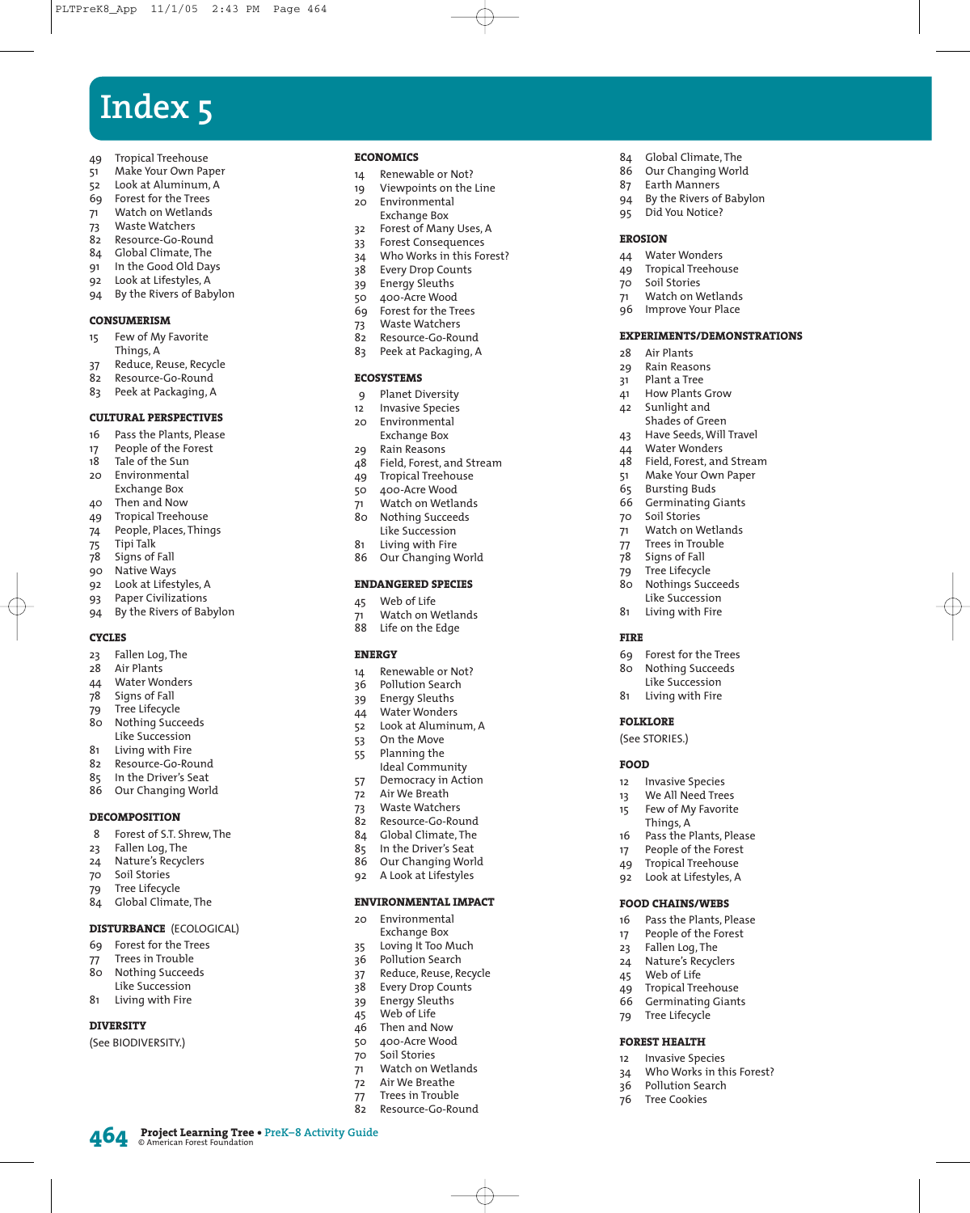# Index 5

- 49 Tropical Treehouse
- 51 Make Your Own Paper
- 52 Look at Aluminum, A
- 69 Forest for the Trees
- 71 Watch on Wetlands
- 73 Waste Watchers
- 82 Resource-Go-Round
- 84 Global Climate, The
- 91 In the Good Old Days
- 92 Look at Lifestyles, A
- 94 By the Rivers of Babylon

**CONSUMERISM**

- 15 Few of My Favorite Things, A
- 37 Reduce, Reuse, Recycle
- 82 Resource-Go-Round
- 83 Peek at Packaging, A

**CULTURAL PERSPECTIVES**

- 16 Pass the Plants, Please
- 17 People of the Forest
- 18 Tale of the Sun
- 20 Environmental Exchange Box
- 40 Then and Now
- 49 Tropical Treehouse
- 74 People, Places, Things
- 75 Tipi Talk
- 78 Signs of Fall
- 90 Native Ways
- 92 Look at Lifestyles, A
- 93 Paper Civilizations
- 94 By the Rivers of Babylon

**CYCLES**

- 23 Fallen Log, The
- 28 Air Plants
- 44 Water Wonders
- 78 Signs of Fall
- 79 Tree Lifecycle
- 80 Nothing Succeeds Like Succession
- 81 Living with Fire
- 82 Resource-Go-Round
- 85 In the Driver's Seat
- 86 Our Changing World

**DECOMPOSITION**

- 8 Forest of S.T. Shrew, The
- 23 Fallen Log, The
- 24 Nature's Recyclers
- 70 Soil Stories
- 79 Tree Lifecycle
- 84 Global Climate, The

**DISTURBANCE** (ECOLOGICAL)

- 69 Forest for the Trees
- 77 Trees in Trouble
- 80 Nothing Succeeds Like Succession
- 81 Living with Fire

**DIVERSITY**

(See BIODIVERSITY.)

**ECONOMICS**

- 14 Renewable or Not?
- 19 Viewpoints on the Line
- 20 Environmental Exchange Box
- 32 Forest of Many Uses, A
- 33 Forest Consequences
- 34 Who Works in this Forest?
- 38 Every Drop Counts
- 39 Energy Sleuths
- 50 400-Acre Wood
- 69 Forest for the Trees
- 73 Waste Watchers
- 82 Resource-Go-Round
- 83 Peek at Packaging, A

**ECOSYSTEMS**

- 9 Planet Diversity
- 12 Invasive Species
- 20 Environmental Exchange Box
- 29 Rain Reasons
- 48 Field, Forest, and Stream
- 49 Tropical Treehouse
- 50 400-Acre Wood
- 71 Watch on Wetlands
- 80 Nothing Succeeds Like Succession
- 81 Living with Fire
- 86 Our Changing World

**ENDANGERED SPECIES**

- 45 Web of Life
- 71 Watch on Wetlands
- 88 Life on the Edge

**ENERGY**

- 14 Renewable or Not?
- 36 Pollution Search
- 39 Energy Sleuths
- 44 Water Wonders
- 52 Look at Aluminum, A
- 53 On the Move
- 55 Planning the Ideal Community
- 57 Democracy in Action
- 72 Air We Breath
- 73 Waste Watchers
- 82 Resource-Go-Round
- 84 Global Climate, The
- 85 In the Driver's Seat
- 86 Our Changing World
- 92 A Look at Lifestyles

**ENVIRONMENTAL IMPACT**

- 20 Environmental Exchange Box
- 35 Loving It Too Much
- 36 Pollution Search
- 37 Reduce, Reuse, Recycle
- 38 Every Drop Counts
- 39 Energy Sleuths
- 45 Web of Life
- 46 Then and Now
- 50 400-Acre Wood
- 70 Soil Stories
- 71 Watch on Wetlands
- 72 Air We Breathe
- 77 Trees in Trouble
- 82 Resource-Go-Round
- 84 Global Climate, The
- 86 Our Changing World
- 87 Earth Manners
- 94 By the Rivers of Babylon
- 95 Did You Notice?

**EROSION**

- 44 Water Wonders
- 49 Tropical Treehouse
- 70 Soil Stories
- 71 Watch on Wetlands
- 96 Improve Your Place

**EXPERIMENTS/DEMONSTRATIONS**

- 28 Air Plants
- 29 Rain Reasons
- 31 Plant a Tree
- 41 How Plants Grow
- 42 Sunlight and Shades of Green
- 43 Have Seeds, Will Travel
- 44 Water Wonders
- 48 Field, Forest, and Stream
- 51 Make Your Own Paper
- 65 Bursting Buds
- 66 Germinating Giants
- 70 Soil Stories
- 71 Watch on Wetlands
- 77 Trees in Trouble
- 78 Signs of Fall
- 79 Tree Lifecycle
- 80 Nothings Succeeds Like Succession
- 81 Living with Fire

**FIRE**

- 69 Forest for the Trees
- 80 Nothing Succeeds Like Succession
- 81 Living with Fire

**FOLKLORE**

(See STORIES.)

**FOOD**

- 12 Invasive Species
- 13 We All Need Trees
- 15 Few of My Favorite Things, A
- 16 Pass the Plants, Please
- 17 People of the Forest
- 49 Tropical Treehouse
- 92 Look at Lifestyles, A

**FOOD CHAINS/WEBS**

- 16 Pass the Plants, Please
- 17 People of the Forest
- 23 Fallen Log, The
- 24 Nature's Recyclers
- 45 Web of Life
- 49 Tropical Treehouse
- 66 Germinating Giants
- 79 Tree Lifecycle

**FOREST HEALTH**

- 12 Invasive Species
- 34 Who Works in this Forest?
- 36 Pollution Search
- 76 Tree Cookies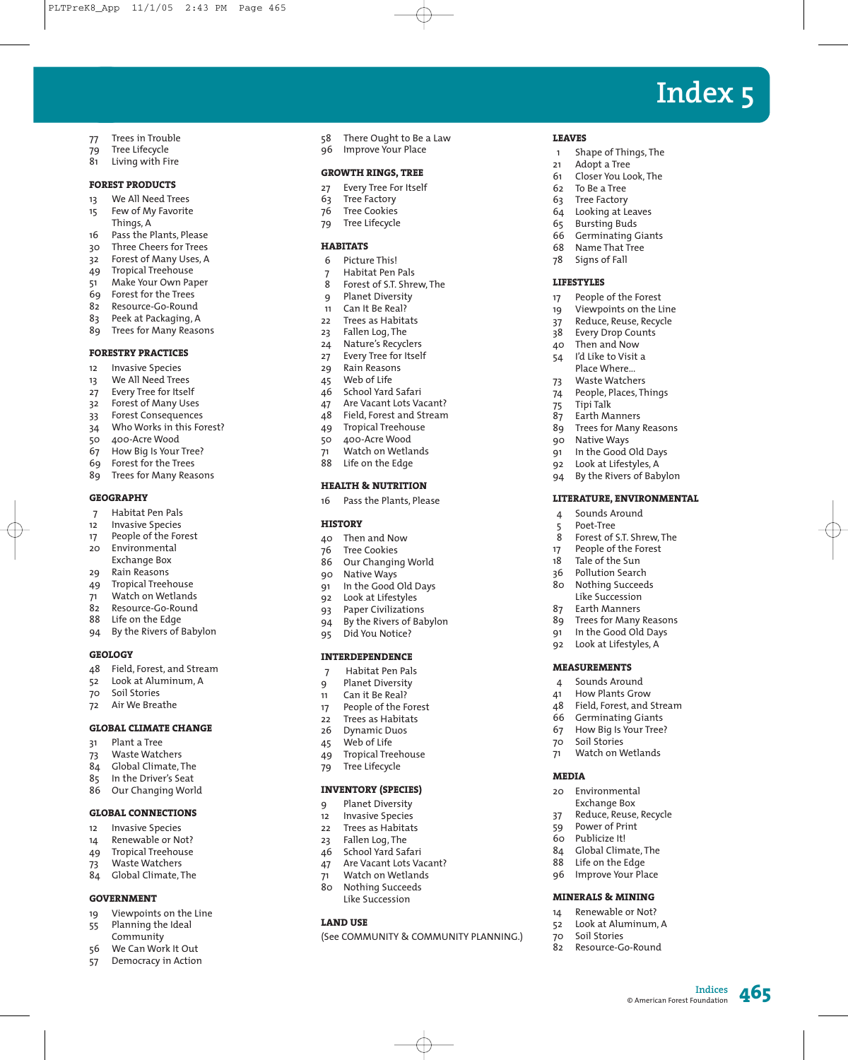# Index 5

77 Trees in Trouble
79 Tree Lifecycle
81 Living with Fire

### FOREST PRODUCTS

13 We All Need Trees
15 Few of My Favorite Things, A
16 Pass the Plants, Please
30 Three Cheers for Trees
32 Forest of Many Uses, A
49 Tropical Treehouse
51 Make Your Own Paper
69 Forest for the Trees
82 Resource-Go-Round
83 Peek at Packaging, A
89 Trees for Many Reasons

### FORESTRY PRACTICES

12 Invasive Species
13 We All Need Trees
27 Every Tree for Itself
32 Forest of Many Uses
33 Forest Consequences
34 Who Works in this Forest?
50 400-Acre Wood
67 How Big Is Your Tree?
69 Forest for the Trees
89 Trees for Many Reasons

### GEOGRAPHY

7 Habitat Pen Pals
12 Invasive Species
17 People of the Forest
20 Environmental Exchange Box
29 Rain Reasons
49 Tropical Treehouse
71 Watch on Wetlands
82 Resource-Go-Round
88 Life on the Edge
94 By the Rivers of Babylon

### GEOLOGY

48 Field, Forest, and Stream
52 Look at Aluminum, A
70 Soil Stories
72 Air We Breathe

### GLOBAL CLIMATE CHANGE

31 Plant a Tree
73 Waste Watchers
84 Global Climate, The
85 In the Driver's Seat
86 Our Changing World

### GLOBAL CONNECTIONS

12 Invasive Species
14 Renewable or Not?
49 Tropical Treehouse
73 Waste Watchers
84 Global Climate, The

### GOVERNMENT

19 Viewpoints on the Line
55 Planning the Ideal Community
56 We Can Work It Out
57 Democracy in Action
58 There Ought to Be a Law
96 Improve Your Place

### GROWTH RINGS, TREE

27 Every Tree For Itself
63 Tree Factory
76 Tree Cookies
79 Tree Lifecycle

### HABITATS

6 Picture This!
7 Habitat Pen Pals
8 Forest of S.T. Shrew, The
9 Planet Diversity
11 Can It Be Real?
22 Trees as Habitats
23 Fallen Log, The
24 Nature's Recyclers
27 Every Tree for Itself
29 Rain Reasons
45 Web of Life
46 School Yard Safari
47 Are Vacant Lots Vacant?
48 Field, Forest and Stream
49 Tropical Treehouse
50 400-Acre Wood
71 Watch on Wetlands
88 Life on the Edge

### HEALTH & NUTRITION

16 Pass the Plants, Please

### HISTORY

40 Then and Now
76 Tree Cookies
86 Our Changing World
90 Native Ways
91 In the Good Old Days
92 Look at Lifestyles
93 Paper Civilizations
94 By the Rivers of Babylon
95 Did You Notice?

### INTERDEPENDENCE

7 Habitat Pen Pals
9 Planet Diversity
11 Can it Be Real?
17 People of the Forest
22 Trees as Habitats
26 Dynamic Duos
45 Web of Life
49 Tropical Treehouse
79 Tree Lifecycle

### INVENTORY (SPECIES)

9 Planet Diversity
12 Invasive Species
22 Trees as Habitats
23 Fallen Log, The
46 School Yard Safari
47 Are Vacant Lots Vacant?
71 Watch on Wetlands
80 Nothing Succeeds Like Succession

### LAND USE

(See COMMUNITY & COMMUNITY PLANNING.)

### LEAVES

1 Shape of Things, The
21 Adopt a Tree
61 Closer You Look, The
62 To Be a Tree
63 Tree Factory
64 Looking at Leaves
65 Bursting Buds
66 Germinating Giants
68 Name That Tree
78 Signs of Fall

### LIFESTYLES

17 People of the Forest
19 Viewpoints on the Line
37 Reduce, Reuse, Recycle
38 Every Drop Counts
40 Then and Now
54 I'd Like to Visit a Place Where...
73 Waste Watchers
74 People, Places, Things
75 Tipi Talk
87 Earth Manners
89 Trees for Many Reasons
90 Native Ways
91 In the Good Old Days
92 Look at Lifestyles, A
94 By the Rivers of Babylon

### LITERATURE, ENVIRONMENTAL

4 Sounds Around
5 Poet-Tree
8 Forest of S.T. Shrew, The
17 People of the Forest
18 Tale of the Sun
36 Pollution Search
80 Nothing Succeeds Like Succession
87 Earth Manners
89 Trees for Many Reasons
91 In the Good Old Days
92 Look at Lifestyles, A

### MEASUREMENTS

4 Sounds Around
41 How Plants Grow
48 Field, Forest, and Stream
66 Germinating Giants
67 How Big Is Your Tree?
70 Soil Stories
71 Watch on Wetlands

### MEDIA

20 Environmental Exchange Box
37 Reduce, Reuse, Recycle
59 Power of Print
60 Publicize It!
84 Global Climate, The
88 Life on the Edge
96 Improve Your Place

### MINERALS & MINING

14 Renewable or Not?
52 Look at Aluminum, A
70 Soil Stories
82 Resource-Go-Round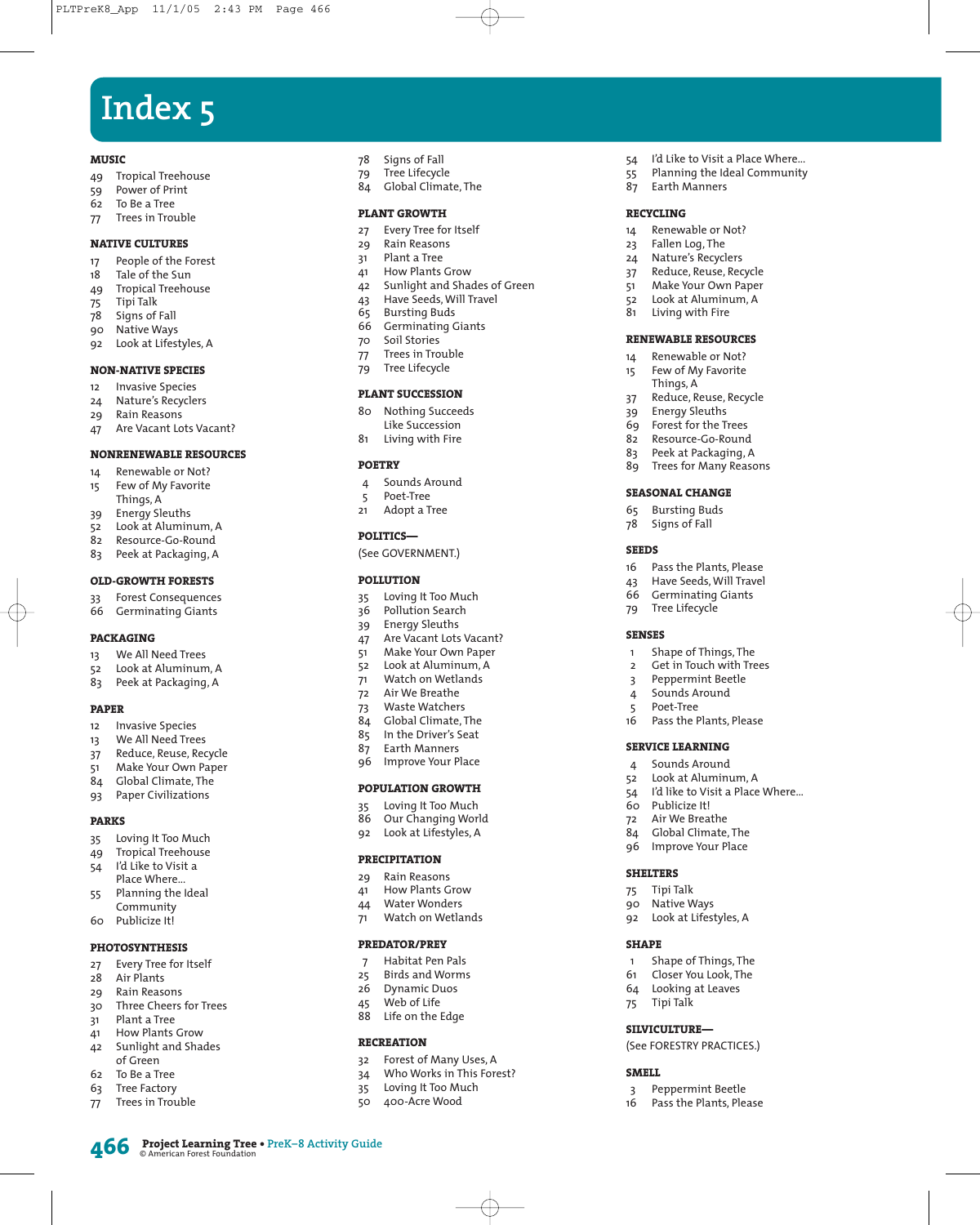# Index 5

**MUSIC**

- 49 Tropical Treehouse
- 59 Power of Print
- 62 To Be a Tree
- 77 Trees in Trouble

**NATIVE CULTURES**

- 17 People of the Forest
- 18 Tale of the Sun
- 49 Tropical Treehouse
- 75 Tipi Talk
- 78 Signs of Fall
- 90 Native Ways
- 92 Look at Lifestyles, A

**NON-NATIVE SPECIES**

- 12 Invasive Species
- 24 Nature's Recyclers
- 29 Rain Reasons
- 47 Are Vacant Lots Vacant?

**NONRENEWABLE RESOURCES**

- 14 Renewable or Not?
- 15 Few of My Favorite Things, A
- 39 Energy Sleuths
- 52 Look at Aluminum, A
- 82 Resource-Go-Round
- 83 Peek at Packaging, A

**OLD-GROWTH FORESTS**

- 33 Forest Consequences
- 66 Germinating Giants

**PACKAGING**

- 13 We All Need Trees
- 52 Look at Aluminum, A
- 83 Peek at Packaging, A

**PAPER**

- 12 Invasive Species
- 13 We All Need Trees
- 37 Reduce, Reuse, Recycle
- 51 Make Your Own Paper
- 84 Global Climate, The
- 93 Paper Civilizations

**PARKS**

- 35 Loving It Too Much
- 49 Tropical Treehouse
- 54 I'd Like to Visit a Place Where...
- 55 Planning the Ideal Community
- 60 Publicize It!

**PHOTOSYNTHESIS**

- 27 Every Tree for Itself
- 28 Air Plants
- 29 Rain Reasons
- 30 Three Cheers for Trees
- 31 Plant a Tree
- 41 How Plants Grow
- 42 Sunlight and Shades of Green
- 62 To Be a Tree
- 63 Tree Factory
- 77 Trees in Trouble
- 78 Signs of Fall
- 79 Tree Lifecycle
- 84 Global Climate, The

**PLANT GROWTH**

- 27 Every Tree for Itself
- 29 Rain Reasons
- 31 Plant a Tree
- 41 How Plants Grow
- 42 Sunlight and Shades of Green
- 43 Have Seeds, Will Travel
- 65 Bursting Buds
- 66 Germinating Giants
- 70 Soil Stories
- 77 Trees in Trouble
- 79 Tree Lifecycle

**PLANT SUCCESSION**

- 80 Nothing Succeeds Like Succession
- 81 Living with Fire

**POETRY**

- 4 Sounds Around
- 5 Poet-Tree
- 21 Adopt a Tree

**POLITICS—**

(See GOVERNMENT.)

**POLLUTION**

- 35 Loving It Too Much
- 36 Pollution Search
- 39 Energy Sleuths
- 47 Are Vacant Lots Vacant?
- 51 Make Your Own Paper
- 52 Look at Aluminum, A
- 71 Watch on Wetlands
- 72 Air We Breathe
- 73 Waste Watchers
- 84 Global Climate, The
- 85 In the Driver's Seat
- 87 Earth Manners
- 96 Improve Your Place

**POPULATION GROWTH**

- 35 Loving It Too Much
- 86 Our Changing World
- 92 Look at Lifestyles, A

**PRECIPITATION**

- 29 Rain Reasons
- 41 How Plants Grow
- 44 Water Wonders
- 71 Watch on Wetlands

**PREDATOR/PREY**

- 7 Habitat Pen Pals
- 25 Birds and Worms
- 26 Dynamic Duos
- 45 Web of Life
- 88 Life on the Edge

**RECREATION**

- 32 Forest of Many Uses, A
- 34 Who Works in This Forest?
- 35 Loving It Too Much
- 50 400-Acre Wood
- 54 I'd Like to Visit a Place Where...
- 55 Planning the Ideal Community
- 87 Earth Manners

**RECYCLING**

- 14 Renewable or Not?
- 23 Fallen Log, The
- 24 Nature's Recyclers
- 37 Reduce, Reuse, Recycle
- 51 Make Your Own Paper
- 52 Look at Aluminum, A
- 81 Living with Fire

**RENEWABLE RESOURCES**

- 14 Renewable or Not?
- 15 Few of My Favorite Things, A
- 37 Reduce, Reuse, Recycle
- 39 Energy Sleuths
- 69 Forest for the Trees
- 82 Resource-Go-Round
- 83 Peek at Packaging, A
- 89 Trees for Many Reasons

**SEASONAL CHANGE**

- 65 Bursting Buds
- 78 Signs of Fall

**SEEDS**

- 16 Pass the Plants, Please
- 43 Have Seeds, Will Travel
- 66 Germinating Giants
- 79 Tree Lifecycle

**SENSES**

- 1 Shape of Things, The
- 2 Get in Touch with Trees
- 3 Peppermint Beetle
- 4 Sounds Around
- 5 Poet-Tree
- 16 Pass the Plants, Please

**SERVICE LEARNING**

- 4 Sounds Around
- 52 Look at Aluminum, A
- 54 I'd like to Visit a Place Where...
- 60 Publicize It!
- 72 Air We Breathe
- 84 Global Climate, The
- 96 Improve Your Place

**SHELTERS**

- 75 Tipi Talk
- 90 Native Ways
- 92 Look at Lifestyles, A

**SHAPE**

- 1 Shape of Things, The
- 61 Closer You Look, The
- 64 Looking at Leaves
- 75 Tipi Talk

**SILVICULTURE—**

(See FORESTRY PRACTICES.)

**SMELL**

- 3 Peppermint Beetle
- 16 Pass the Plants, Please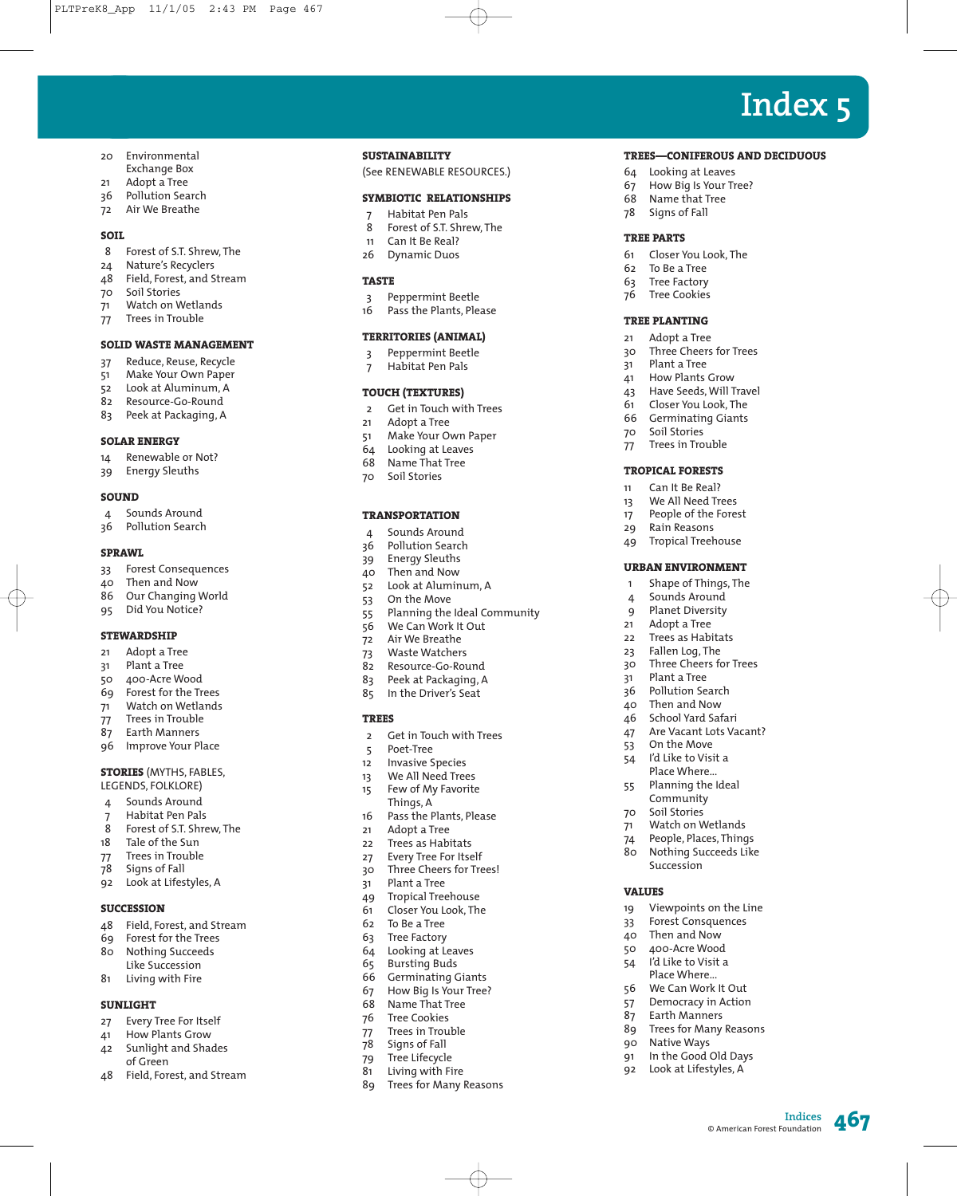# Index 5

20 Environmental Exchange Box
21 Adopt a Tree
36 Pollution Search
72 Air We Breathe

**SOIL**

8 Forest of S.T. Shrew, The
24 Nature's Recyclers
48 Field, Forest, and Stream
70 Soil Stories
71 Watch on Wetlands
77 Trees in Trouble

**SOLID WASTE MANAGEMENT**

37 Reduce, Reuse, Recycle
51 Make Your Own Paper
52 Look at Aluminum, A
82 Resource-Go-Round
83 Peek at Packaging, A

**SOLAR ENERGY**

14 Renewable or Not?
39 Energy Sleuths

**SOUND**

4 Sounds Around
36 Pollution Search

**SPRAWL**

33 Forest Consequences
40 Then and Now
86 Our Changing World
95 Did You Notice?

**STEWARDSHIP**

21 Adopt a Tree
31 Plant a Tree
50 400-Acre Wood
69 Forest for the Trees
71 Watch on Wetlands
77 Trees in Trouble
87 Earth Manners
96 Improve Your Place

**STORIES** (MYTHS, FABLES, LEGENDS, FOLKLORE)

4 Sounds Around
7 Habitat Pen Pals
8 Forest of S.T. Shrew, The
18 Tale of the Sun
77 Trees in Trouble
78 Signs of Fall
92 Look at Lifestyles, A

**SUCCESSION**

48 Field, Forest, and Stream
69 Forest for the Trees
80 Nothing Succeeds Like Succession
81 Living with Fire

**SUNLIGHT**

27 Every Tree For Itself
41 How Plants Grow
42 Sunlight and Shades of Green
48 Field, Forest, and Stream

**SUSTAINABILITY**

(See RENEWABLE RESOURCES.)

**SYMBIOTIC RELATIONSHIPS**

7 Habitat Pen Pals
8 Forest of S.T. Shrew, The
11 Can It Be Real?
26 Dynamic Duos

**TASTE**

3 Peppermint Beetle
16 Pass the Plants, Please

**TERRITORIES (ANIMAL)**

3 Peppermint Beetle
7 Habitat Pen Pals

**TOUCH (TEXTURES)**

2 Get in Touch with Trees
21 Adopt a Tree
51 Make Your Own Paper
64 Looking at Leaves
68 Name That Tree
70 Soil Stories

**TRANSPORTATION**

4 Sounds Around
36 Pollution Search
39 Energy Sleuths
40 Then and Now
52 Look at Aluminum, A
53 On the Move
55 Planning the Ideal Community
56 We Can Work It Out
72 Air We Breathe
73 Waste Watchers
82 Resource-Go-Round
83 Peek at Packaging, A
85 In the Driver's Seat

**TREES**

2 Get in Touch with Trees
5 Poet-Tree
12 Invasive Species
13 We All Need Trees
15 Few of My Favorite Things, A
16 Pass the Plants, Please
21 Adopt a Tree
22 Trees as Habitats
27 Every Tree For Itself
30 Three Cheers for Trees!
31 Plant a Tree
49 Tropical Treehouse
61 Closer You Look, The
62 To Be a Tree
63 Tree Factory
64 Looking at Leaves
65 Bursting Buds
66 Germinating Giants
67 How Big Is Your Tree?
68 Name That Tree
76 Tree Cookies
77 Trees in Trouble
78 Signs of Fall
79 Tree Lifecycle
81 Living with Fire
89 Trees for Many Reasons

**TREES—CONIFEROUS AND DECIDUOUS**

64 Looking at Leaves
67 How Big Is Your Tree?
68 Name that Tree
78 Signs of Fall

**TREE PARTS**

61 Closer You Look, The
62 To Be a Tree
63 Tree Factory
76 Tree Cookies

**TREE PLANTING**

21 Adopt a Tree
30 Three Cheers for Trees
31 Plant a Tree
41 How Plants Grow
43 Have Seeds, Will Travel
61 Closer You Look, The
66 Germinating Giants
70 Soil Stories
77 Trees in Trouble

**TROPICAL FORESTS**

11 Can It Be Real?
13 We All Need Trees
17 People of the Forest
29 Rain Reasons
49 Tropical Treehouse

**URBAN ENVIRONMENT**

1 Shape of Things, The
4 Sounds Around
9 Planet Diversity
21 Adopt a Tree
22 Trees as Habitats
23 Fallen Log, The
30 Three Cheers for Trees
31 Plant a Tree
36 Pollution Search
40 Then and Now
46 School Yard Safari
47 Are Vacant Lots Vacant?
53 On the Move
54 I'd Like to Visit a Place Where...
55 Planning the Ideal Community
70 Soil Stories
71 Watch on Wetlands
74 People, Places, Things
80 Nothing Succeeds Like Succession

**VALUES**

19 Viewpoints on the Line
33 Forest Consquences
40 Then and Now
50 400-Acre Wood
54 I'd Like to Visit a Place Where...
56 We Can Work It Out
57 Democracy in Action
87 Earth Manners
89 Trees for Many Reasons
90 Native Ways
91 In the Good Old Days
92 Look at Lifestyles, A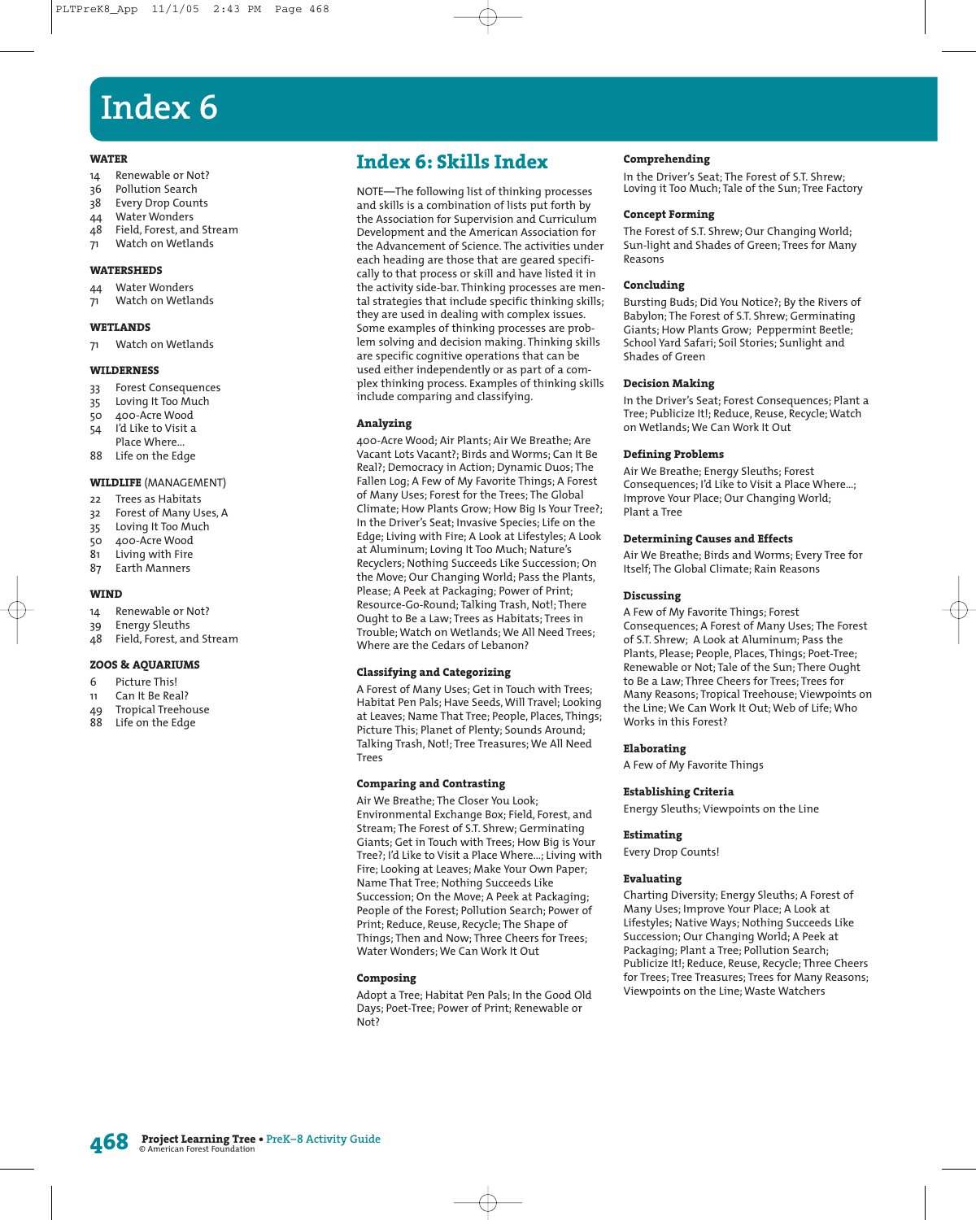# Index 6

**WATER**

14 Renewable or Not?
36 Pollution Search
38 Every Drop Counts
44 Water Wonders
48 Field, Forest, and Stream
71 Watch on Wetlands

**WATERSHEDS**

44 Water Wonders
71 Watch on Wetlands

**WETLANDS**

71 Watch on Wetlands

**WILDERNESS**

33 Forest Consequences
35 Loving It Too Much
50 400-Acre Wood
54 I'd Like to Visit a Place Where...
88 Life on the Edge

**WILDLIFE** (MANAGEMENT)

22 Trees as Habitats
32 Forest of Many Uses, A
35 Loving It Too Much
50 400-Acre Wood
81 Living with Fire
87 Earth Manners

**WIND**

14 Renewable or Not?
39 Energy Sleuths
48 Field, Forest, and Stream

**ZOOS & AQUARIUMS**

6 Picture This!
11 Can It Be Real?
49 Tropical Treehouse
88 Life on the Edge

## Index 6: Skills Index

NOTE—The following list of thinking processes and skills is a combination of lists put forth by the Association for Supervision and Curriculum Development and the American Association for the Advancement of Science. The activities under each heading are those that are geared specifically to that process or skill and have listed it in the activity side-bar. Thinking processes are mental strategies that include specific thinking skills; they are used in dealing with complex issues. Some examples of thinking processes are problem solving and decision making. Thinking skills are specific cognitive operations that can be used either independently or as part of a complex thinking process. Examples of thinking skills include comparing and classifying.

**Analyzing**

400-Acre Wood; Air Plants; Air We Breathe; Are Vacant Lots Vacant?; Birds and Worms; Can It Be Real?; Democracy in Action; Dynamic Duos; The Fallen Log; A Few of My Favorite Things; A Forest of Many Uses; Forest for the Trees; The Global Climate; How Plants Grow; How Big Is Your Tree?; In the Driver's Seat; Invasive Species; Life on the Edge; Living with Fire; A Look at Lifestyles; A Look at Aluminum; Loving It Too Much; Nature's Recyclers; Nothing Succeeds Like Succession; On the Move; Our Changing World; Pass the Plants, Please; A Peek at Packaging; Power of Print; Resource-Go-Round; Talking Trash, Not!; There Ought to Be a Law; Trees as Habitats; Trees in Trouble; Watch on Wetlands; We All Need Trees; Where are the Cedars of Lebanon?

**Classifying and Categorizing**

A Forest of Many Uses; Get in Touch with Trees; Habitat Pen Pals; Have Seeds, Will Travel; Looking at Leaves; Name That Tree; People, Places, Things; Picture This; Planet of Plenty; Sounds Around; Talking Trash, Not!; Tree Treasures; We All Need Trees

**Comparing and Contrasting**

Air We Breathe; The Closer You Look; Environmental Exchange Box; Field, Forest, and Stream; The Forest of S.T. Shrew; Germinating Giants; Get in Touch with Trees; How Big is Your Tree?; I'd Like to Visit a Place Where...; Living with Fire; Looking at Leaves; Make Your Own Paper; Name That Tree; Nothing Succeeds Like Succession; On the Move; A Peek at Packaging; People of the Forest; Pollution Search; Power of Print; Reduce, Reuse, Recycle; The Shape of Things; Then and Now; Three Cheers for Trees; Water Wonders; We Can Work It Out

**Composing**

Adopt a Tree; Habitat Pen Pals; In the Good Old Days; Poet-Tree; Power of Print; Renewable or Not?

**Comprehending**

In the Driver's Seat; The Forest of S.T. Shrew; Loving it Too Much; Tale of the Sun; Tree Factory

**Concept Forming**

The Forest of S.T. Shrew; Our Changing World; Sun-light and Shades of Green; Trees for Many Reasons

**Concluding**

Bursting Buds; Did You Notice?; By the Rivers of Babylon; The Forest of S.T. Shrew; Germinating Giants; How Plants Grow; Peppermint Beetle; School Yard Safari; Soil Stories; Sunlight and Shades of Green

**Decision Making**

In the Driver's Seat; Forest Consequences; Plant a Tree; Publicize It!; Reduce, Reuse, Recycle; Watch on Wetlands; We Can Work It Out

**Defining Problems**

Air We Breathe; Energy Sleuths; Forest Consequences; I'd Like to Visit a Place Where...; Improve Your Place; Our Changing World; Plant a Tree

**Determining Causes and Effects**

Air We Breathe; Birds and Worms; Every Tree for Itself; The Global Climate; Rain Reasons

**Discussing**

A Few of My Favorite Things; Forest Consequences; A Forest of Many Uses; The Forest of S.T. Shrew; A Look at Aluminum; Pass the Plants, Please; People, Places, Things; Poet-Tree; Renewable or Not; Tale of the Sun; There Ought to Be a Law; Three Cheers for Trees; Trees for Many Reasons; Tropical Treehouse; Viewpoints on the Line; We Can Work It Out; Web of Life; Who Works in this Forest?

**Elaborating**

A Few of My Favorite Things

**Establishing Criteria**

Energy Sleuths; Viewpoints on the Line

**Estimating**

Every Drop Counts!

**Evaluating**

Charting Diversity; Energy Sleuths; A Forest of Many Uses; Improve Your Place; A Look at Lifestyles; Native Ways; Nothing Succeeds Like Succession; Our Changing World; A Peek at Packaging; Plant a Tree; Pollution Search; Publicize It!; Reduce, Reuse, Recycle; Three Cheers for Trees; Tree Treasures; Trees for Many Reasons; Viewpoints on the Line; Waste Watchers